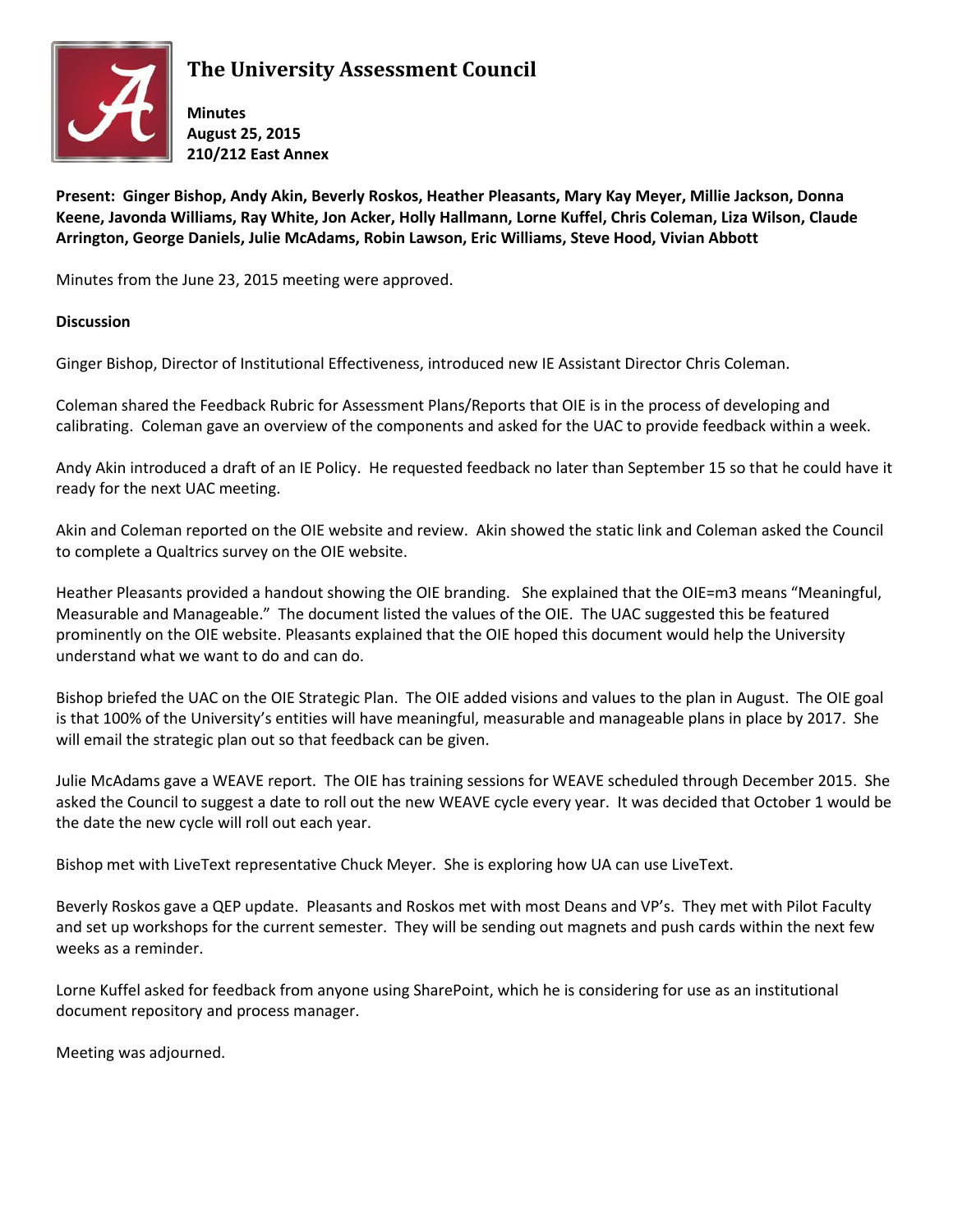# The University Assessment Council

**Minutes**
**August 25, 2015**
**210/212 East Annex**

**Present: Ginger Bishop, Andy Akin, Beverly Roskos, Heather Pleasants, Mary Kay Meyer, Millie Jackson, Donna Keene, Javonda Williams, Ray White, Jon Acker, Holly Hallmann, Lorne Kuffel, Chris Coleman, Liza Wilson, Claude Arrington, George Daniels, Julie McAdams, Robin Lawson, Eric Williams, Steve Hood, Vivian Abbott**

Minutes from the June 23, 2015 meeting were approved.

**Discussion**

Ginger Bishop, Director of Institutional Effectiveness, introduced new IE Assistant Director Chris Coleman.

Coleman shared the Feedback Rubric for Assessment Plans/Reports that OIE is in the process of developing and calibrating. Coleman gave an overview of the components and asked for the UAC to provide feedback within a week.

Andy Akin introduced a draft of an IE Policy. He requested feedback no later than September 15 so that he could have it ready for the next UAC meeting.

Akin and Coleman reported on the OIE website and review. Akin showed the static link and Coleman asked the Council to complete a Qualtrics survey on the OIE website.

Heather Pleasants provided a handout showing the OIE branding. She explained that the OIE=m3 means "Meaningful, Measurable and Manageable." The document listed the values of the OIE. The UAC suggested this be featured prominently on the OIE website. Pleasants explained that the OIE hoped this document would help the University understand what we want to do and can do.

Bishop briefed the UAC on the OIE Strategic Plan. The OIE added visions and values to the plan in August. The OIE goal is that 100% of the University's entities will have meaningful, measurable and manageable plans in place by 2017. She will email the strategic plan out so that feedback can be given.

Julie McAdams gave a WEAVE report. The OIE has training sessions for WEAVE scheduled through December 2015. She asked the Council to suggest a date to roll out the new WEAVE cycle every year. It was decided that October 1 would be the date the new cycle will roll out each year.

Bishop met with LiveText representative Chuck Meyer. She is exploring how UA can use LiveText.

Beverly Roskos gave a QEP update. Pleasants and Roskos met with most Deans and VP's. They met with Pilot Faculty and set up workshops for the current semester. They will be sending out magnets and push cards within the next few weeks as a reminder.

Lorne Kuffel asked for feedback from anyone using SharePoint, which he is considering for use as an institutional document repository and process manager.

Meeting was adjourned.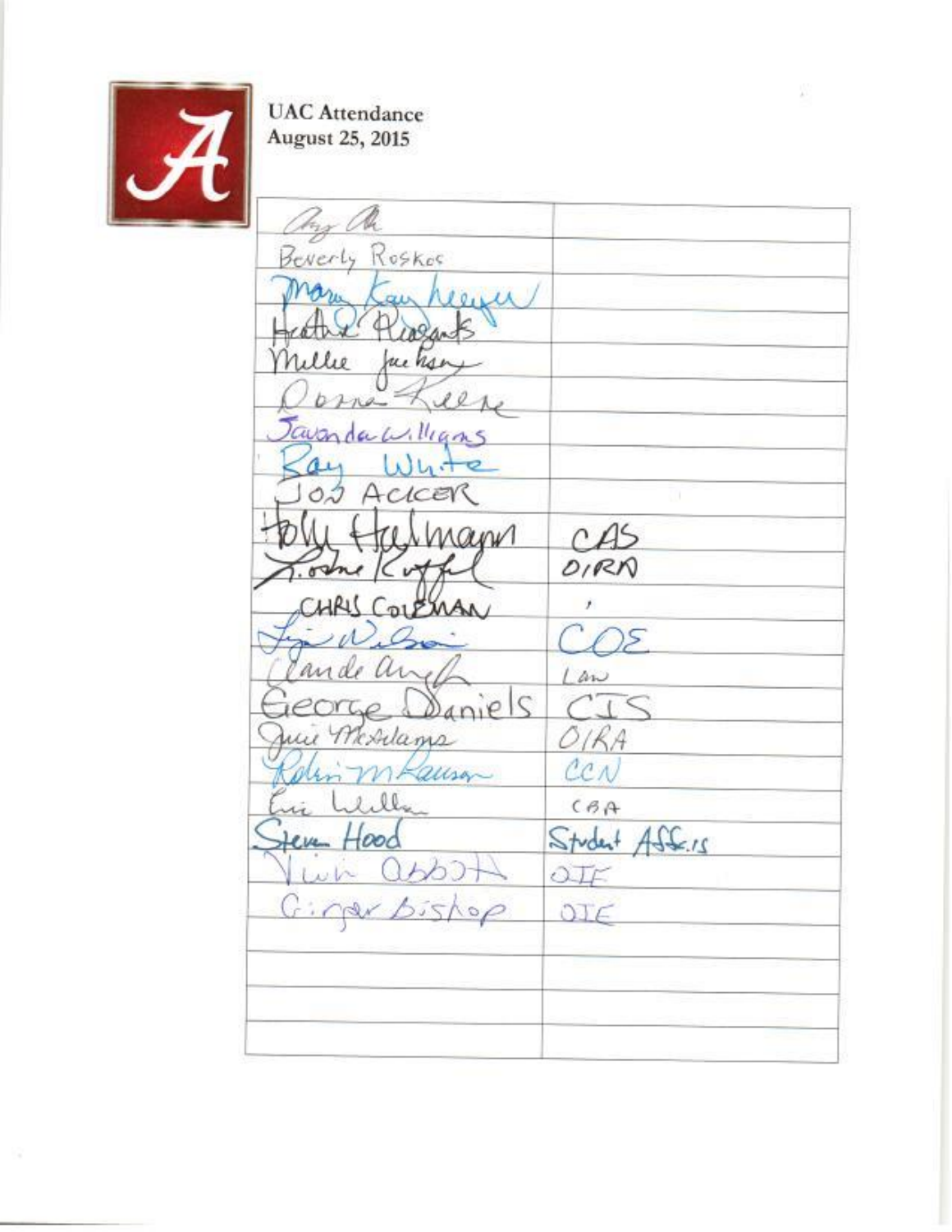UAC Attendance
August 25, 2015

| | |
|---|---|
| Amy Ah | |
| Beverly Roskos | |
| Mary Kay Meyer | |
| Heather Pleasants | |
| Millie Jackson | |
| Donna Keene | |
| Javonda Williams | |
| Ray White | |
| JON ACKER | |
| Holly Hallmann | CAS |
| Lorne Kuffel | OIRA |
| CHRIS COLEMAN | , |
| Lisa Wilson | COE |
| Claude Arnold | Law |
| George Daniels | CIS |
| Julie McAdams | OIRA |
| Robin McLauson | CCN |
| Eric Williams | CBA |
| Steve Hood | Student Affairs |
| Vivian Abbott | OIE |
| Ginger Bishop | OIE |
| | |
| | |
| | |
| | |